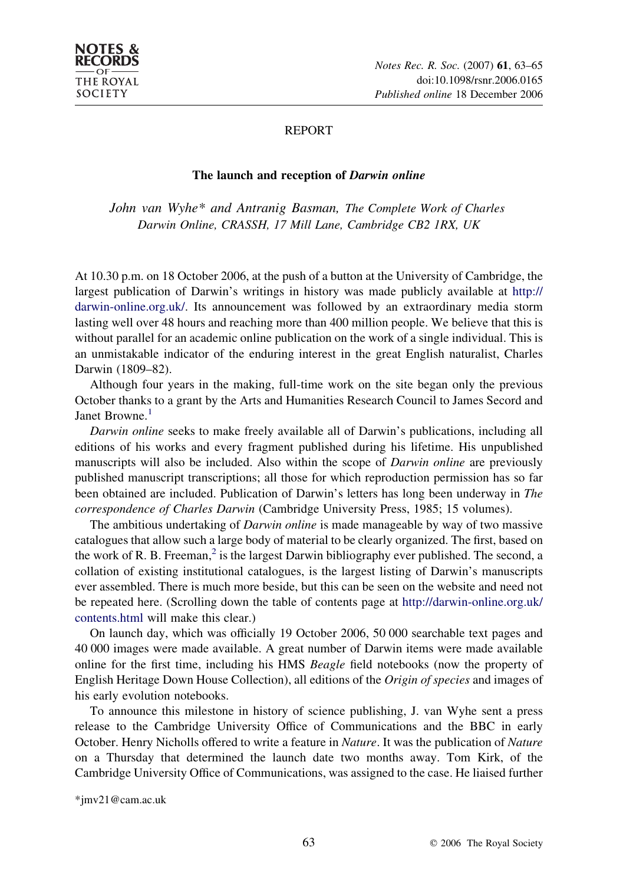REPORT

# The launch and reception of *Darwin online*

*John van Wyhe\* and Antranig Basman, The Complete Work of Charles Darwin Online, CRASSH, 17 Mill Lane, Cambridge CB2 1RX, UK*

At 10.30 p.m. on 18 October 2006, at the push of a button at the University of Cambridge, the largest publication of Darwin's writings in history was made publicly available at http://darwin-online.org.uk/. Its announcement was followed by an extraordinary media storm lasting well over 48 hours and reaching more than 400 million people. We believe that this is without parallel for an academic online publication on the work of a single individual. This is an unmistakable indicator of the enduring interest in the great English naturalist, Charles Darwin (1809–82).

Although four years in the making, full-time work on the site began only the previous October thanks to a grant by the Arts and Humanities Research Council to James Secord and Janet Browne.[1]

*Darwin online* seeks to make freely available all of Darwin's publications, including all editions of his works and every fragment published during his lifetime. His unpublished manuscripts will also be included. Also within the scope of *Darwin online* are previously published manuscript transcriptions; all those for which reproduction permission has so far been obtained are included. Publication of Darwin's letters has long been underway in *The correspondence of Charles Darwin* (Cambridge University Press, 1985; 15 volumes).

The ambitious undertaking of *Darwin online* is made manageable by way of two massive catalogues that allow such a large body of material to be clearly organized. The first, based on the work of R. B. Freeman,[2] is the largest Darwin bibliography ever published. The second, a collation of existing institutional catalogues, is the largest listing of Darwin's manuscripts ever assembled. There is much more beside, but this can be seen on the website and need not be repeated here. (Scrolling down the table of contents page at http://darwin-online.org.uk/contents.html will make this clear.)

On launch day, which was officially 19 October 2006, 50 000 searchable text pages and 40 000 images were made available. A great number of Darwin items were made available online for the first time, including his HMS *Beagle* field notebooks (now the property of English Heritage Down House Collection), all editions of the *Origin of species* and images of his early evolution notebooks.

To announce this milestone in history of science publishing, J. van Wyhe sent a press release to the Cambridge University Office of Communications and the BBC in early October. Henry Nicholls offered to write a feature in *Nature*. It was the publication of *Nature* on a Thursday that determined the launch date two months away. Tom Kirk, of the Cambridge University Office of Communications, was assigned to the case. He liaised further

\*jmv21@cam.ac.uk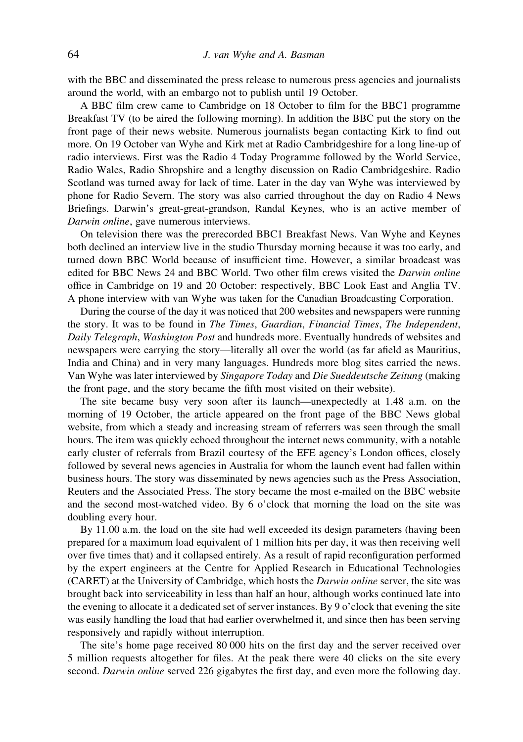with the BBC and disseminated the press release to numerous press agencies and journalists around the world, with an embargo not to publish until 19 October.

A BBC film crew came to Cambridge on 18 October to film for the BBC1 programme Breakfast TV (to be aired the following morning). In addition the BBC put the story on the front page of their news website. Numerous journalists began contacting Kirk to find out more. On 19 October van Wyhe and Kirk met at Radio Cambridgeshire for a long line-up of radio interviews. First was the Radio 4 Today Programme followed by the World Service, Radio Wales, Radio Shropshire and a lengthy discussion on Radio Cambridgeshire. Radio Scotland was turned away for lack of time. Later in the day van Wyhe was interviewed by phone for Radio Severn. The story was also carried throughout the day on Radio 4 News Briefings. Darwin's great-great-grandson, Randal Keynes, who is an active member of *Darwin online*, gave numerous interviews.

On television there was the prerecorded BBC1 Breakfast News. Van Wyhe and Keynes both declined an interview live in the studio Thursday morning because it was too early, and turned down BBC World because of insufficient time. However, a similar broadcast was edited for BBC News 24 and BBC World. Two other film crews visited the *Darwin online* office in Cambridge on 19 and 20 October: respectively, BBC Look East and Anglia TV. A phone interview with van Wyhe was taken for the Canadian Broadcasting Corporation.

During the course of the day it was noticed that 200 websites and newspapers were running the story. It was to be found in *The Times*, *Guardian*, *Financial Times*, *The Independent*, *Daily Telegraph*, *Washington Post* and hundreds more. Eventually hundreds of websites and newspapers were carrying the story—literally all over the world (as far afield as Mauritius, India and China) and in very many languages. Hundreds more blog sites carried the news. Van Wyhe was later interviewed by *Singapore Today* and *Die Sueddeutsche Zeitung* (making the front page, and the story became the fifth most visited on their website).

The site became busy very soon after its launch—unexpectedly at 1.48 a.m. on the morning of 19 October, the article appeared on the front page of the BBC News global website, from which a steady and increasing stream of referrers was seen through the small hours. The item was quickly echoed throughout the internet news community, with a notable early cluster of referrals from Brazil courtesy of the EFE agency's London offices, closely followed by several news agencies in Australia for whom the launch event had fallen within business hours. The story was disseminated by news agencies such as the Press Association, Reuters and the Associated Press. The story became the most e-mailed on the BBC website and the second most-watched video. By 6 o'clock that morning the load on the site was doubling every hour.

By 11.00 a.m. the load on the site had well exceeded its design parameters (having been prepared for a maximum load equivalent of 1 million hits per day, it was then receiving well over five times that) and it collapsed entirely. As a result of rapid reconfiguration performed by the expert engineers at the Centre for Applied Research in Educational Technologies (CARET) at the University of Cambridge, which hosts the *Darwin online* server, the site was brought back into serviceability in less than half an hour, although works continued late into the evening to allocate it a dedicated set of server instances. By 9 o'clock that evening the site was easily handling the load that had earlier overwhelmed it, and since then has been serving responsively and rapidly without interruption.

The site's home page received 80 000 hits on the first day and the server received over 5 million requests altogether for files. At the peak there were 40 clicks on the site every second. *Darwin online* served 226 gigabytes the first day, and even more the following day.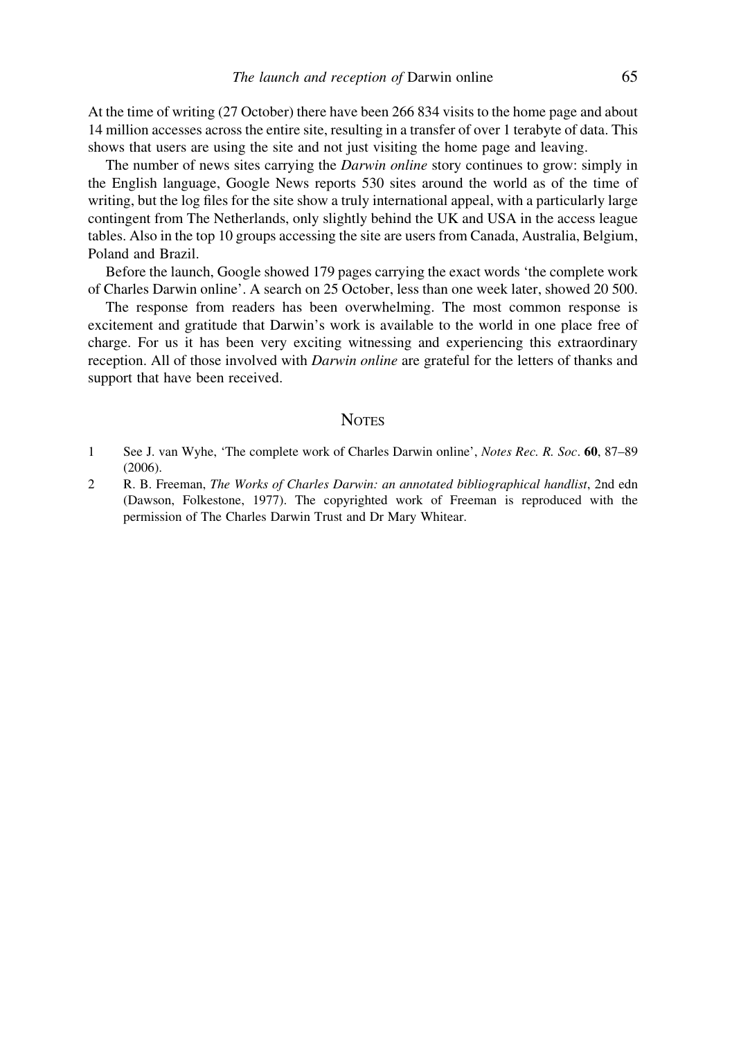At the time of writing (27 October) there have been 266 834 visits to the home page and about 14 million accesses across the entire site, resulting in a transfer of over 1 terabyte of data. This shows that users are using the site and not just visiting the home page and leaving.

The number of news sites carrying the *Darwin online* story continues to grow: simply in the English language, Google News reports 530 sites around the world as of the time of writing, but the log files for the site show a truly international appeal, with a particularly large contingent from The Netherlands, only slightly behind the UK and USA in the access league tables. Also in the top 10 groups accessing the site are users from Canada, Australia, Belgium, Poland and Brazil.

Before the launch, Google showed 179 pages carrying the exact words 'the complete work of Charles Darwin online'. A search on 25 October, less than one week later, showed 20 500.

The response from readers has been overwhelming. The most common response is excitement and gratitude that Darwin's work is available to the world in one place free of charge. For us it has been very exciting witnessing and experiencing this extraordinary reception. All of those involved with *Darwin online* are grateful for the letters of thanks and support that have been received.

## Notes

1. See J. van Wyhe, 'The complete work of Charles Darwin online', *Notes Rec. R. Soc*. **60**, 87–89 (2006).
2. R. B. Freeman, *The Works of Charles Darwin: an annotated bibliographical handlist*, 2nd edn (Dawson, Folkestone, 1977). The copyrighted work of Freeman is reproduced with the permission of The Charles Darwin Trust and Dr Mary Whitear.